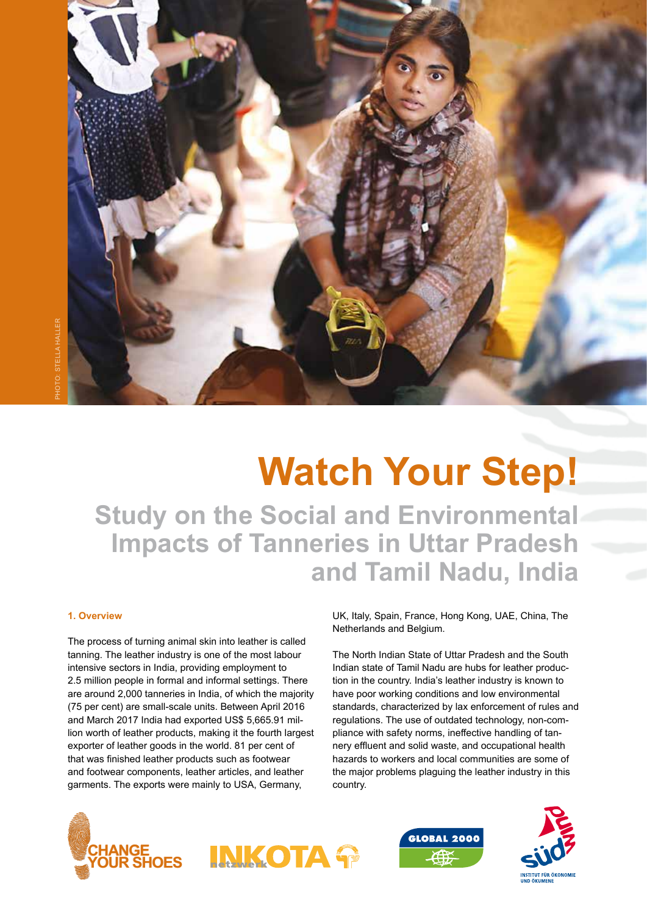PHOTO: STELLA HALLER

# Watch Your Step!

## Study on the Social and Environmental Impacts of Tanneries in Uttar Pradesh and Tamil Nadu, India

### 1. Overview

The process of turning animal skin into leather is called tanning. The leather industry is one of the most labour intensive sectors in India, providing employment to 2.5 million people in formal and informal settings. There are around 2,000 tanneries in India, of which the majority (75 per cent) are small-scale units. Between April 2016 and March 2017 India had exported US$ 5,665.91 million worth of leather products, making it the fourth largest exporter of leather goods in the world. 81 per cent of that was finished leather products such as footwear and footwear components, leather articles, and leather garments. The exports were mainly to USA, Germany, UK, Italy, Spain, France, Hong Kong, UAE, China, The Netherlands and Belgium.

The North Indian State of Uttar Pradesh and the South Indian state of Tamil Nadu are hubs for leather production in the country. India's leather industry is known to have poor working conditions and low environmental standards, characterized by lax enforcement of rules and regulations. The use of outdated technology, non-compliance with safety norms, ineffective handling of tannery effluent and solid waste, and occupational health hazards to workers and local communities are some of the major problems plaguing the leather industry in this country.

CHANGE YOUR SHOES · INKOTA netzwerk · GLOBAL 2000 · SÜDWIND INSTITUT FÜR ÖKONOMIE UND ÖKUMENE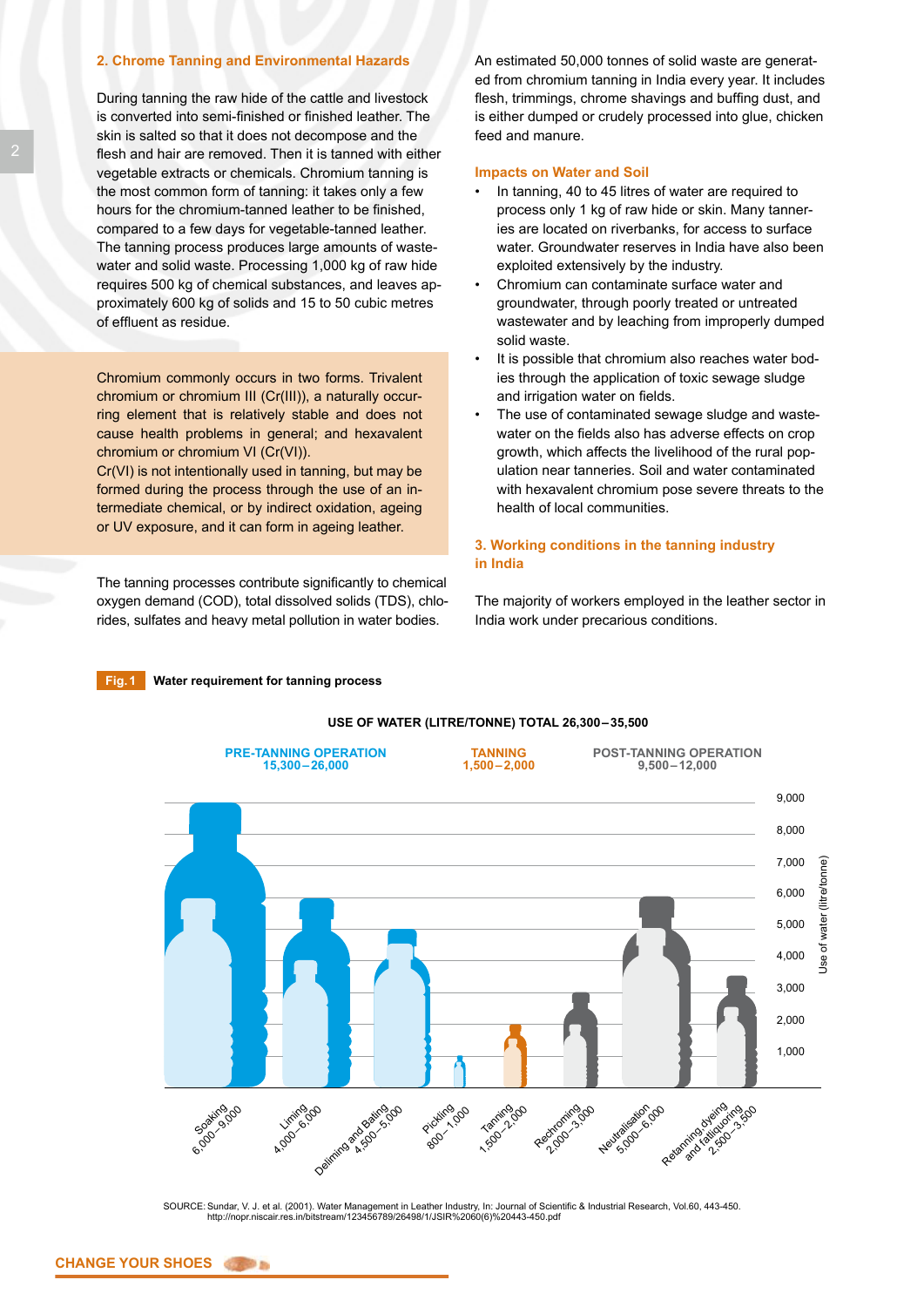## 2. Chrome Tanning and Environmental Hazards

During tanning the raw hide of the cattle and livestock is converted into semi-finished or finished leather. The skin is salted so that it does not decompose and the flesh and hair are removed. Then it is tanned with either vegetable extracts or chemicals. Chromium tanning is the most common form of tanning: it takes only a few hours for the chromium-tanned leather to be finished, compared to a few days for vegetable-tanned leather. The tanning process produces large amounts of wastewater and solid waste. Processing 1,000 kg of raw hide requires 500 kg of chemical substances, and leaves approximately 600 kg of solids and 15 to 50 cubic metres of effluent as residue.

Chromium commonly occurs in two forms. Trivalent chromium or chromium III (Cr(III)), a naturally occurring element that is relatively stable and does not cause health problems in general; and hexavalent chromium or chromium VI (Cr(VI)).
Cr(VI) is not intentionally used in tanning, but may be formed during the process through the use of an intermediate chemical, or by indirect oxidation, ageing or UV exposure, and it can form in ageing leather.

The tanning processes contribute significantly to chemical oxygen demand (COD), total dissolved solids (TDS), chlorides, sulfates and heavy metal pollution in water bodies.

An estimated 50,000 tonnes of solid waste are generated from chromium tanning in India every year. It includes flesh, trimmings, chrome shavings and buffing dust, and is either dumped or crudely processed into glue, chicken feed and manure.

### Impacts on Water and Soil

- In tanning, 40 to 45 litres of water are required to process only 1 kg of raw hide or skin. Many tanneries are located on riverbanks, for access to surface water. Groundwater reserves in India have also been exploited extensively by the industry.
- Chromium can contaminate surface water and groundwater, through poorly treated or untreated wastewater and by leaching from improperly dumped solid waste.
- It is possible that chromium also reaches water bodies through the application of toxic sewage sludge and irrigation water on fields.
- The use of contaminated sewage sludge and wastewater on the fields also has adverse effects on crop growth, which affects the livelihood of the rural population near tanneries. Soil and water contaminated with hexavalent chromium pose severe threats to the health of local communities.

## 3. Working conditions in the tanning industry in India

The majority of workers employed in the leather sector in India work under precarious conditions.

**Fig. 1** Water requirement for tanning process

USE OF WATER (LITRE/TONNE) TOTAL 26,300–35,500

| Stage | Operation | Use of water (litre/tonne) |
|---|---|---|
| PRE-TANNING OPERATION 15,300–26,000 | Soaking | 6,000–9,000 |
| | Liming | 4,000–6,000 |
| | Deliming and Bating | 4,500–5,000 |
| | Pickling | 800–1,000 |
| TANNING 1,500–2,000 | Tanning | 1,500–2,000 |
| POST-TANNING OPERATION 9,500–12,000 | Rechroming | 2,000–3,000 |
| | Neutralisation | 5,000–6,000 |
| | Retanning, dyeing and fatliquoring | 2,500–3,500 |

SOURCE: Sundar, V. J. et al. (2001). Water Management in Leather Industry, In: Journal of Scientific & Industrial Research, Vol.60, 443-450. http://nopr.niscair.res.in/bitstream/123456789/26498/1/JSIR%2060(6)%20443-450.pdf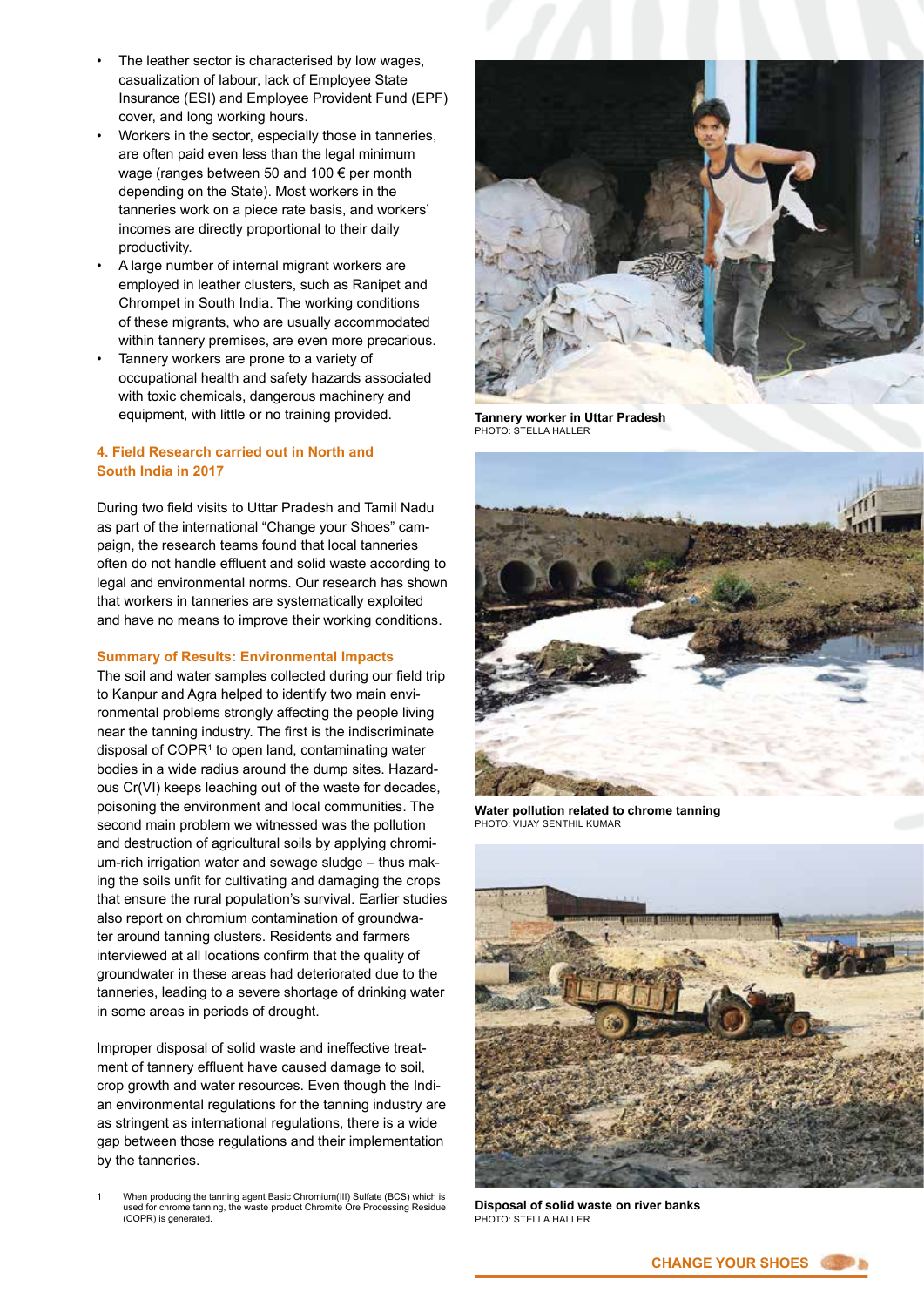- The leather sector is characterised by low wages, casualization of labour, lack of Employee State Insurance (ESI) and Employee Provident Fund (EPF) cover, and long working hours.
- Workers in the sector, especially those in tanneries, are often paid even less than the legal minimum wage (ranges between 50 and 100 € per month depending on the State). Most workers in the tanneries work on a piece rate basis, and workers' incomes are directly proportional to their daily productivity.
- A large number of internal migrant workers are employed in leather clusters, such as Ranipet and Chrompet in South India. The working conditions of these migrants, who are usually accommodated within tannery premises, are even more precarious.
- Tannery workers are prone to a variety of occupational health and safety hazards associated with toxic chemicals, dangerous machinery and equipment, with little or no training provided.

## 4. Field Research carried out in North and South India in 2017

During two field visits to Uttar Pradesh and Tamil Nadu as part of the international "Change your Shoes" campaign, the research teams found that local tanneries often do not handle effluent and solid waste according to legal and environmental norms. Our research has shown that workers in tanneries are systematically exploited and have no means to improve their working conditions.

### Summary of Results: Environmental Impacts

The soil and water samples collected during our field trip to Kanpur and Agra helped to identify two main environmental problems strongly affecting the people living near the tanning industry. The first is the indiscriminate disposal of COPR[1] to open land, contaminating water bodies in a wide radius around the dump sites. Hazardous Cr(VI) keeps leaching out of the waste for decades, poisoning the environment and local communities. The second main problem we witnessed was the pollution and destruction of agricultural soils by applying chromium-rich irrigation water and sewage sludge – thus making the soils unfit for cultivating and damaging the crops that ensure the rural population's survival. Earlier studies also report on chromium contamination of groundwater around tanning clusters. Residents and farmers interviewed at all locations confirm that the quality of groundwater in these areas had deteriorated due to the tanneries, leading to a severe shortage of drinking water in some areas in periods of drought.

Improper disposal of solid waste and ineffective treatment of tannery effluent have caused damage to soil, crop growth and water resources. Even though the Indian environmental regulations for the tanning industry are as stringent as international regulations, there is a wide gap between those regulations and their implementation by the tanneries.

[1] When producing the tanning agent Basic Chromium(III) Sulfate (BCS) which is used for chrome tanning, the waste product Chromite Ore Processing Residue (COPR) is generated.

**Tannery worker in Uttar Pradesh**
PHOTO: STELLA HALLER

**Water pollution related to chrome tanning**
PHOTO: VIJAY SENTHIL KUMAR

**Disposal of solid waste on river banks**
PHOTO: STELLA HALLER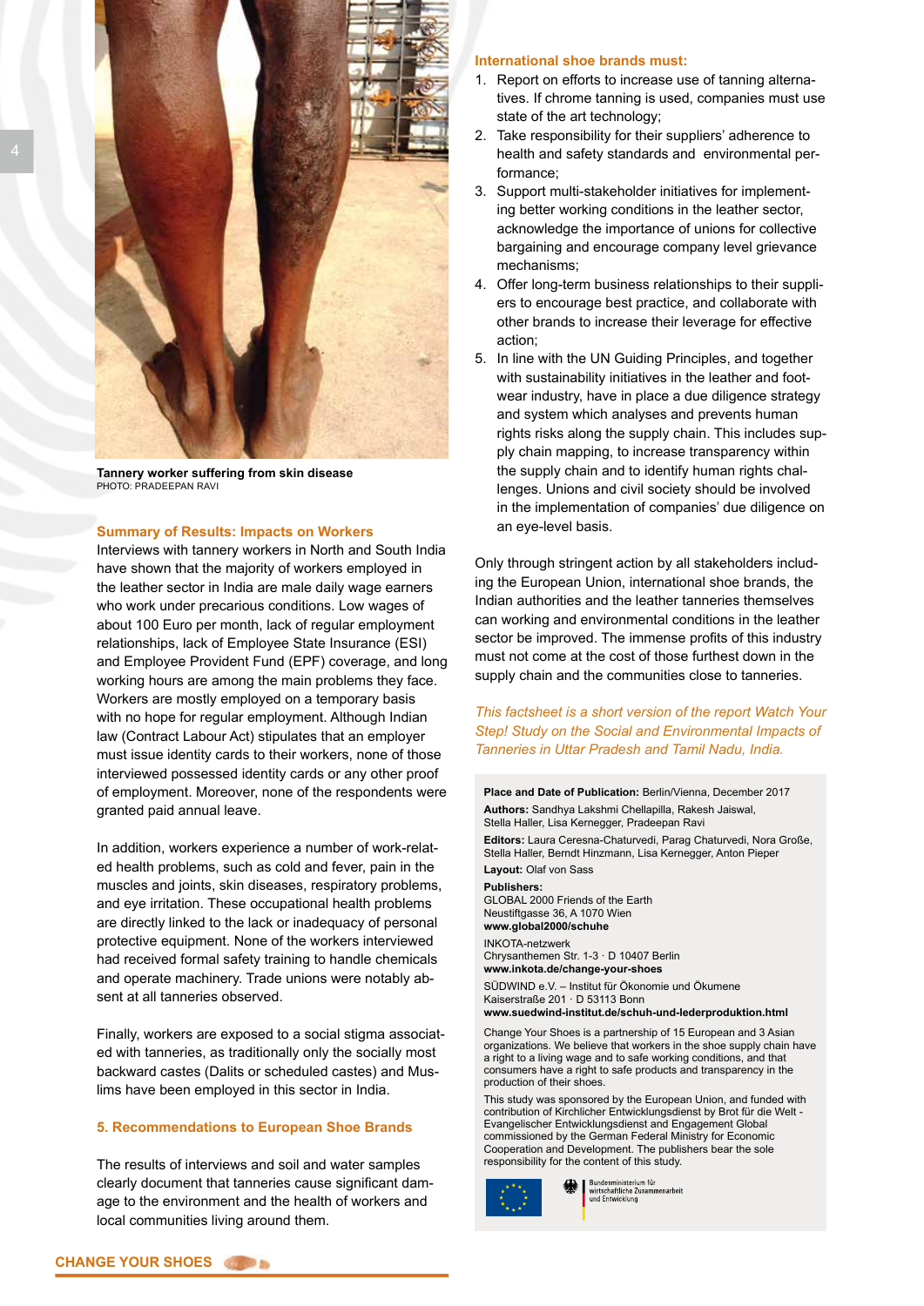Tannery worker suffering from skin disease
PHOTO: PRADEEPAN RAVI

### Summary of Results: Impacts on Workers

Interviews with tannery workers in North and South India have shown that the majority of workers employed in the leather sector in India are male daily wage earners who work under precarious conditions. Low wages of about 100 Euro per month, lack of regular employment relationships, lack of Employee State Insurance (ESI) and Employee Provident Fund (EPF) coverage, and long working hours are among the main problems they face. Workers are mostly employed on a temporary basis with no hope for regular employment. Although Indian law (Contract Labour Act) stipulates that an employer must issue identity cards to their workers, none of those interviewed possessed identity cards or any other proof of employment. Moreover, none of the respondents were granted paid annual leave.

In addition, workers experience a number of work-related health problems, such as cold and fever, pain in the muscles and joints, skin diseases, respiratory problems, and eye irritation. These occupational health problems are directly linked to the lack or inadequacy of personal protective equipment. None of the workers interviewed had received formal safety training to handle chemicals and operate machinery. Trade unions were notably absent at all tanneries observed.

Finally, workers are exposed to a social stigma associated with tanneries, as traditionally only the socially most backward castes (Dalits or scheduled castes) and Muslims have been employed in this sector in India.

### 5. Recommendations to European Shoe Brands

The results of interviews and soil and water samples clearly document that tanneries cause significant damage to the environment and the health of workers and local communities living around them.

### International shoe brands must:

1. Report on efforts to increase use of tanning alternatives. If chrome tanning is used, companies must use state of the art technology;
2. Take responsibility for their suppliers' adherence to health and safety standards and environmental performance;
3. Support multi-stakeholder initiatives for implementing better working conditions in the leather sector, acknowledge the importance of unions for collective bargaining and encourage company level grievance mechanisms;
4. Offer long-term business relationships to their suppliers to encourage best practice, and collaborate with other brands to increase their leverage for effective action;
5. In line with the UN Guiding Principles, and together with sustainability initiatives in the leather and footwear industry, have in place a due diligence strategy and system which analyses and prevents human rights risks along the supply chain. This includes supply chain mapping, to increase transparency within the supply chain and to identify human rights challenges. Unions and civil society should be involved in the implementation of companies' due diligence on an eye-level basis.

Only through stringent action by all stakeholders including the European Union, international shoe brands, the Indian authorities and the leather tanneries themselves can working and environmental conditions in the leather sector be improved. The immense profits of this industry must not come at the cost of those furthest down in the supply chain and the communities close to tanneries.

*This factsheet is a short version of the report Watch Your Step! Study on the Social and Environmental Impacts of Tanneries in Uttar Pradesh and Tamil Nadu, India.*

**Place and Date of Publication:** Berlin/Vienna, December 2017

**Authors:** Sandhya Lakshmi Chellapilla, Rakesh Jaiswal, Stella Haller, Lisa Kernegger, Pradeepan Ravi

**Editors:** Laura Ceresna-Chaturvedi, Parag Chaturvedi, Nora Große, Stella Haller, Berndt Hinzmann, Lisa Kernegger, Anton Pieper

**Layout:** Olaf von Sass

**Publishers:**
GLOBAL 2000 Friends of the Earth
Neustiftgasse 36, A 1070 Wien
**www.global2000/schuhe**

INKOTA-netzwerk
Chrysanthemen Str. 1-3 · D 10407 Berlin
**www.inkota.de/change-your-shoes**

SÜDWIND e.V. – Institut für Ökonomie und Ökumene
Kaiserstraße 201 · D 53113 Bonn
**www.suedwind-institut.de/schuh-und-lederproduktion.html**

Change Your Shoes is a partnership of 15 European and 3 Asian organizations. We believe that workers in the shoe supply chain have a right to a living wage and to safe working conditions, and that consumers have a right to safe products and transparency in the production of their shoes.

This study was sponsored by the European Union, and funded with contribution of Kirchlicher Entwicklungsdienst by Brot für die Welt - Evangelischer Entwicklungsdienst and Engagement Global commissioned by the German Federal Ministry for Economic Cooperation and Development. The publishers bear the sole responsibility for the content of this study.

Bundesministerium für wirtschaftliche Zusammenarbeit und Entwicklung